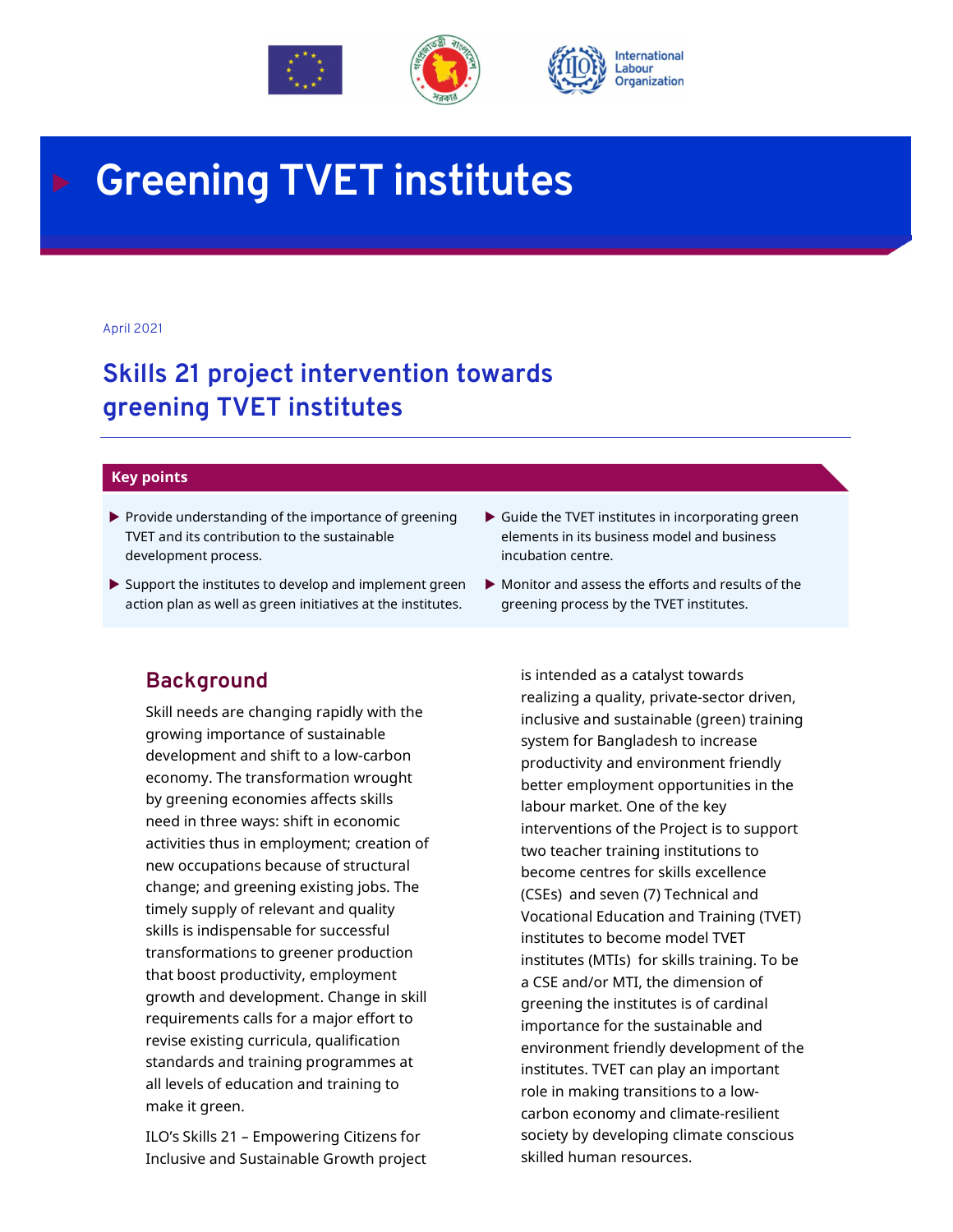# Greening TVET institutes

April 2021

## Skills 21 project intervention towards greening TVET institutes

### Key points

- Provide understanding of the importance of greening TVET and its contribution to the sustainable development process.
- Support the institutes to develop and implement green action plan as well as green initiatives at the institutes.
- Guide the TVET institutes in incorporating green elements in its business model and business incubation centre.
- Monitor and assess the efforts and results of the greening process by the TVET institutes.

## Background

Skill needs are changing rapidly with the growing importance of sustainable development and shift to a low-carbon economy. The transformation wrought by greening economies affects skills need in three ways: shift in economic activities thus in employment; creation of new occupations because of structural change; and greening existing jobs. The timely supply of relevant and quality skills is indispensable for successful transformations to greener production that boost productivity, employment growth and development. Change in skill requirements calls for a major effort to revise existing curricula, qualification standards and training programmes at all levels of education and training to make it green.

ILO's Skills 21 – Empowering Citizens for Inclusive and Sustainable Growth project is intended as a catalyst towards realizing a quality, private-sector driven, inclusive and sustainable (green) training system for Bangladesh to increase productivity and environment friendly better employment opportunities in the labour market. One of the key interventions of the Project is to support two teacher training institutions to become centres for skills excellence (CSEs) and seven (7) Technical and Vocational Education and Training (TVET) institutes to become model TVET institutes (MTIs) for skills training. To be a CSE and/or MTI, the dimension of greening the institutes is of cardinal importance for the sustainable and environment friendly development of the institutes. TVET can play an important role in making transitions to a low-carbon economy and climate-resilient society by developing climate conscious skilled human resources.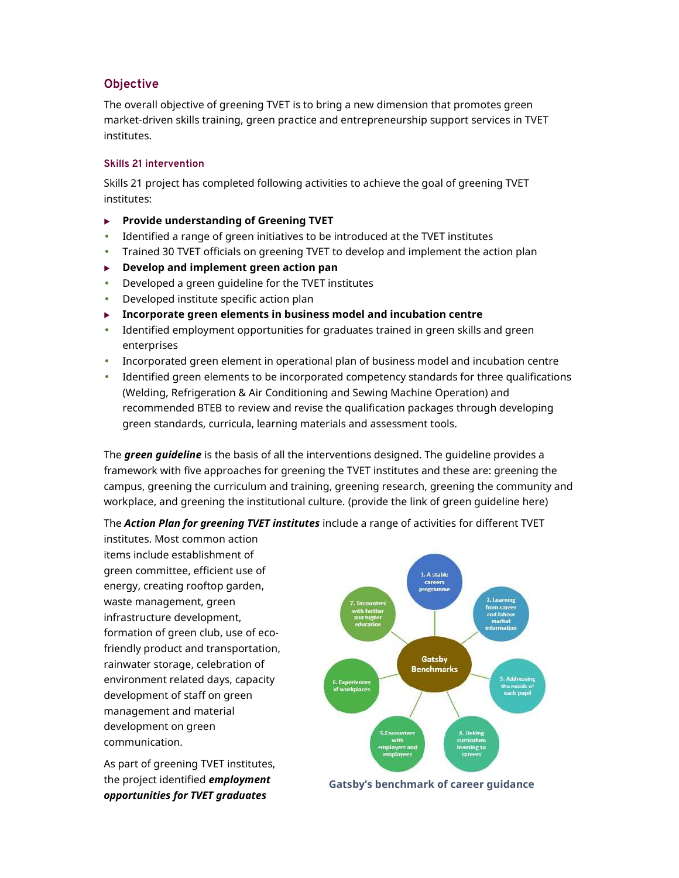## Objective

The overall objective of greening TVET is to bring a new dimension that promotes green market-driven skills training, green practice and entrepreneurship support services in TVET institutes.

### Skills 21 intervention

Skills 21 project has completed following activities to achieve the goal of greening TVET institutes:

- **Provide understanding of Greening TVET**
- Identified a range of green initiatives to be introduced at the TVET institutes
- Trained 30 TVET officials on greening TVET to develop and implement the action plan
- **Develop and implement green action pan**
- Developed a green guideline for the TVET institutes
- Developed institute specific action plan
- **Incorporate green elements in business model and incubation centre**
- Identified employment opportunities for graduates trained in green skills and green enterprises
- Incorporated green element in operational plan of business model and incubation centre
- Identified green elements to be incorporated competency standards for three qualifications (Welding, Refrigeration & Air Conditioning and Sewing Machine Operation) and recommended BTEB to review and revise the qualification packages through developing green standards, curricula, learning materials and assessment tools.

The ***green guideline*** is the basis of all the interventions designed. The guideline provides a framework with five approaches for greening the TVET institutes and these are: greening the campus, greening the curriculum and training, greening research, greening the community and workplace, and greening the institutional culture. (provide the link of green guideline here)

The ***Action Plan for greening TVET institutes*** include a range of activities for different TVET institutes. Most common action items include establishment of green committee, efficient use of energy, creating rooftop garden, waste management, green infrastructure development, formation of green club, use of eco-friendly product and transportation, rainwater storage, celebration of environment related days, capacity development of staff on green management and material development on green communication.

Gatsby Benchmarks

1. A stable careers programme

2. Learning from career and labour market information

3. Addressing the needs of each pupil

4. Linking curriculum learning to careers

5. Encounters with employers and employees

6. Experiences of workplaces

7. Encounters with further and higher education

Gatsby's benchmark of career guidance

As part of greening TVET institutes, the project identified ***employment opportunities for TVET graduates***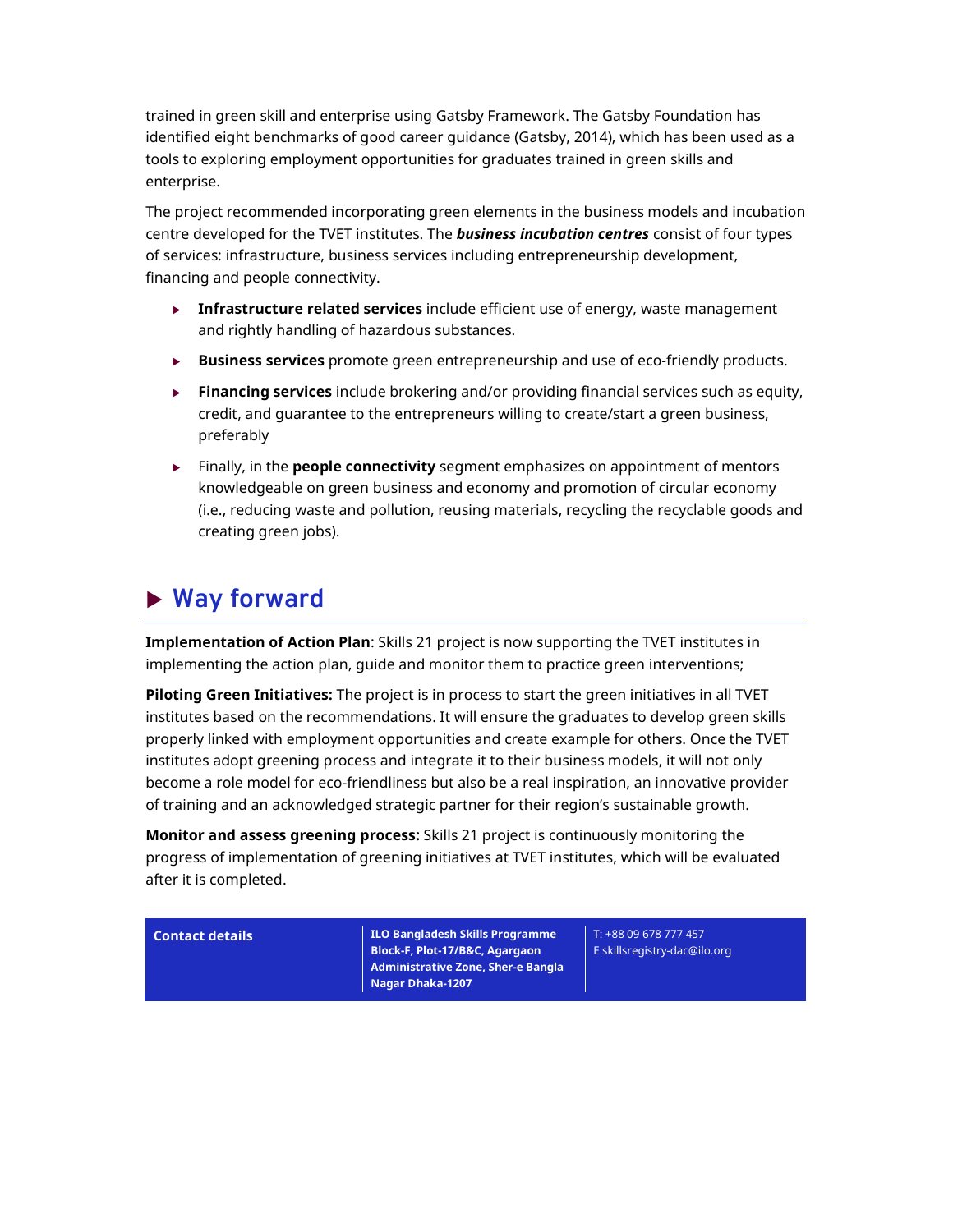trained in green skill and enterprise using Gatsby Framework. The Gatsby Foundation has identified eight benchmarks of good career guidance (Gatsby, 2014), which has been used as a tools to exploring employment opportunities for graduates trained in green skills and enterprise.

The project recommended incorporating green elements in the business models and incubation centre developed for the TVET institutes. The ***business incubation centres*** consist of four types of services: infrastructure, business services including entrepreneurship development, financing and people connectivity.

- **Infrastructure related services** include efficient use of energy, waste management and rightly handling of hazardous substances.
- **Business services** promote green entrepreneurship and use of eco-friendly products.
- **Financing services** include brokering and/or providing financial services such as equity, credit, and guarantee to the entrepreneurs willing to create/start a green business, preferably
- Finally, in the **people connectivity** segment emphasizes on appointment of mentors knowledgeable on green business and economy and promotion of circular economy (i.e., reducing waste and pollution, reusing materials, recycling the recyclable goods and creating green jobs).

## Way forward

**Implementation of Action Plan**: Skills 21 project is now supporting the TVET institutes in implementing the action plan, guide and monitor them to practice green interventions;

**Piloting Green Initiatives:** The project is in process to start the green initiatives in all TVET institutes based on the recommendations. It will ensure the graduates to develop green skills properly linked with employment opportunities and create example for others. Once the TVET institutes adopt greening process and integrate it to their business models, it will not only become a role model for eco-friendliness but also be a real inspiration, an innovative provider of training and an acknowledged strategic partner for their region's sustainable growth.

**Monitor and assess greening process:** Skills 21 project is continuously monitoring the progress of implementation of greening initiatives at TVET institutes, which will be evaluated after it is completed.

| | | |
|---|---|---|
| **Contact details** | **ILO Bangladesh Skills Programme Block-F, Plot-17/B&C, Agargaon Administrative Zone, Sher-e Bangla Nagar Dhaka-1207** | T: +88 09 678 777 457<br>E skillsregistry-dac@ilo.org |